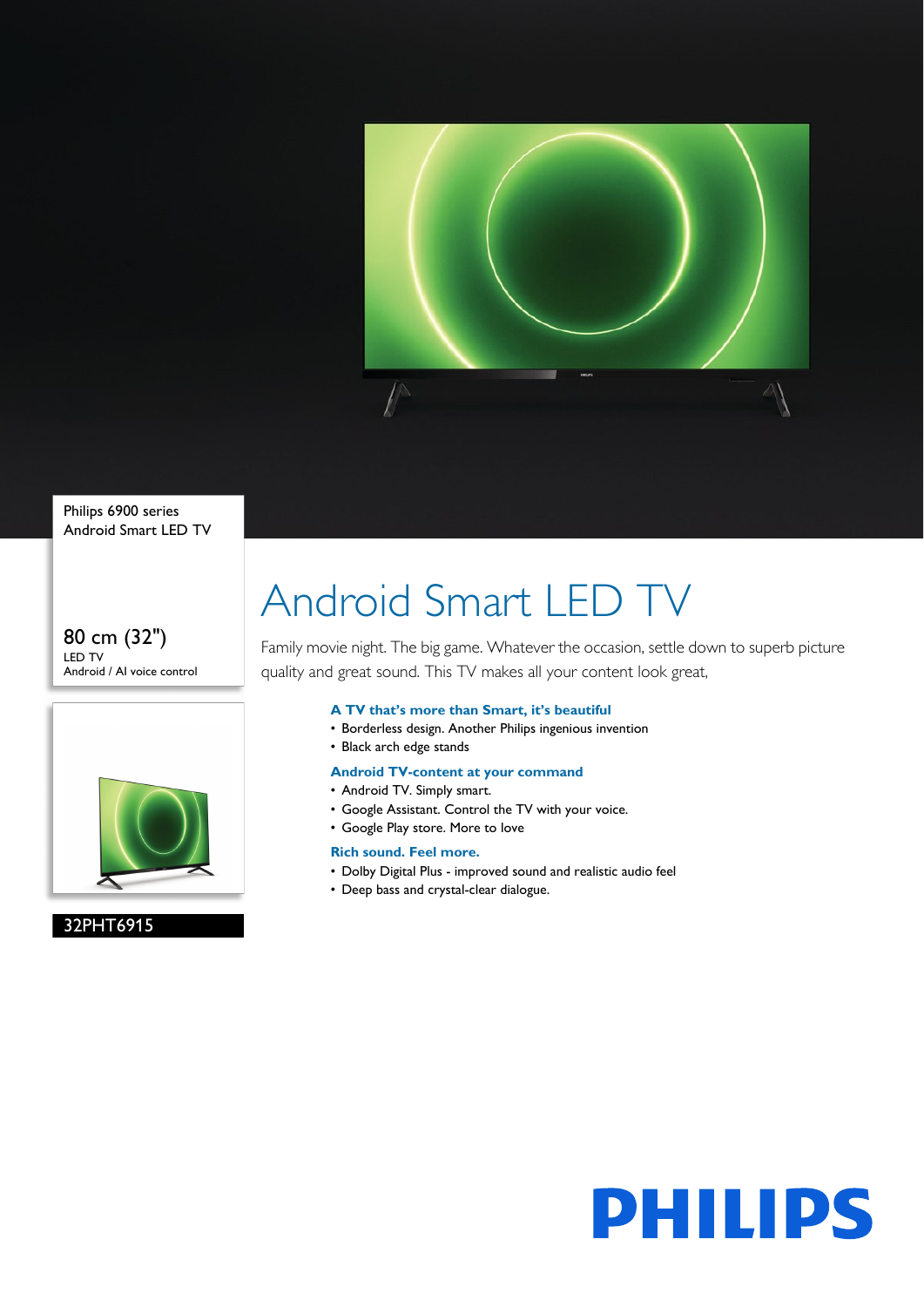Philips 6900 series
Android Smart LED TV

80 cm (32")
LED TV
Android / AI voice control

32PHT6915

# Android Smart LED TV

Family movie night. The big game. Whatever the occasion, settle down to superb picture quality and great sound. This TV makes all your content look great,

### A TV that's more than Smart, it's beautiful
- Borderless design. Another Philips ingenious invention
- Black arch edge stands

### Android TV-content at your command
- Android TV. Simply smart.
- Google Assistant. Control the TV with your voice.
- Google Play store. More to love

### Rich sound. Feel more.
- Dolby Digital Plus - improved sound and realistic audio feel
- Deep bass and crystal-clear dialogue.

PHILIPS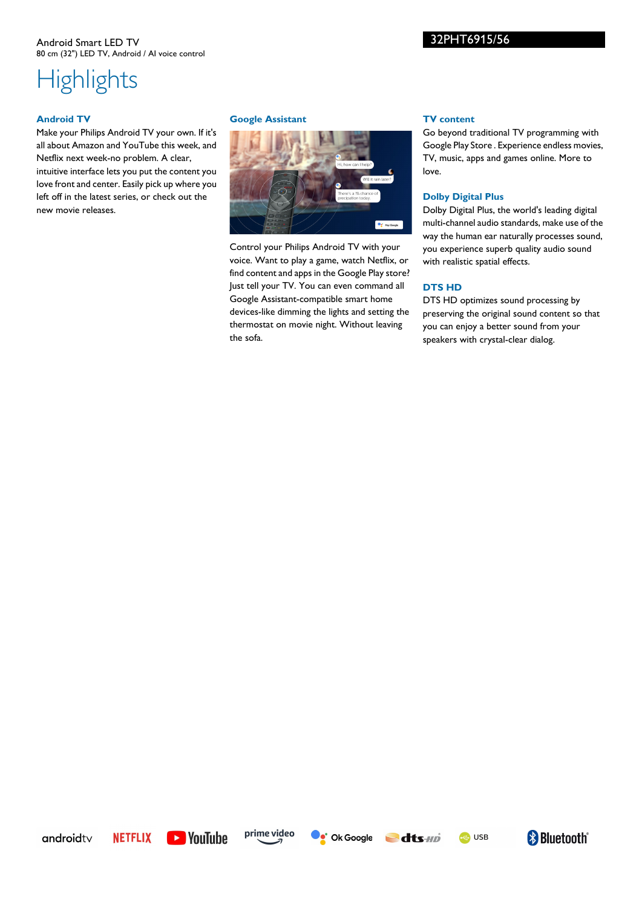Android Smart LED TV
80 cm (32") LED TV, Android / AI voice control

32PHT6915/56

# Highlights

### Android TV

Make your Philips Android TV your own. If it's all about Amazon and YouTube this week, and Netflix next week-no problem. A clear, intuitive interface lets you put the content you love front and center. Easily pick up where you left off in the latest series, or check out the new movie releases.

### Google Assistant

Control your Philips Android TV with your voice. Want to play a game, watch Netflix, or find content and apps in the Google Play store? Just tell your TV. You can even command all Google Assistant-compatible smart home devices-like dimming the lights and setting the thermostat on movie night. Without leaving the sofa.

### TV content

Go beyond traditional TV programming with Google Play Store . Experience endless movies, TV, music, apps and games online. More to love.

### Dolby Digital Plus

Dolby Digital Plus, the world's leading digital multi-channel audio standards, make use of the way the human ear naturally processes sound, you experience superb quality audio sound with realistic spatial effects.

### DTS HD

DTS HD optimizes sound processing by preserving the original sound content so that you can enjoy a better sound from your speakers with crystal-clear dialog.

androidtv NETFLIX YouTube prime video Ok Google dts-HD USB Bluetooth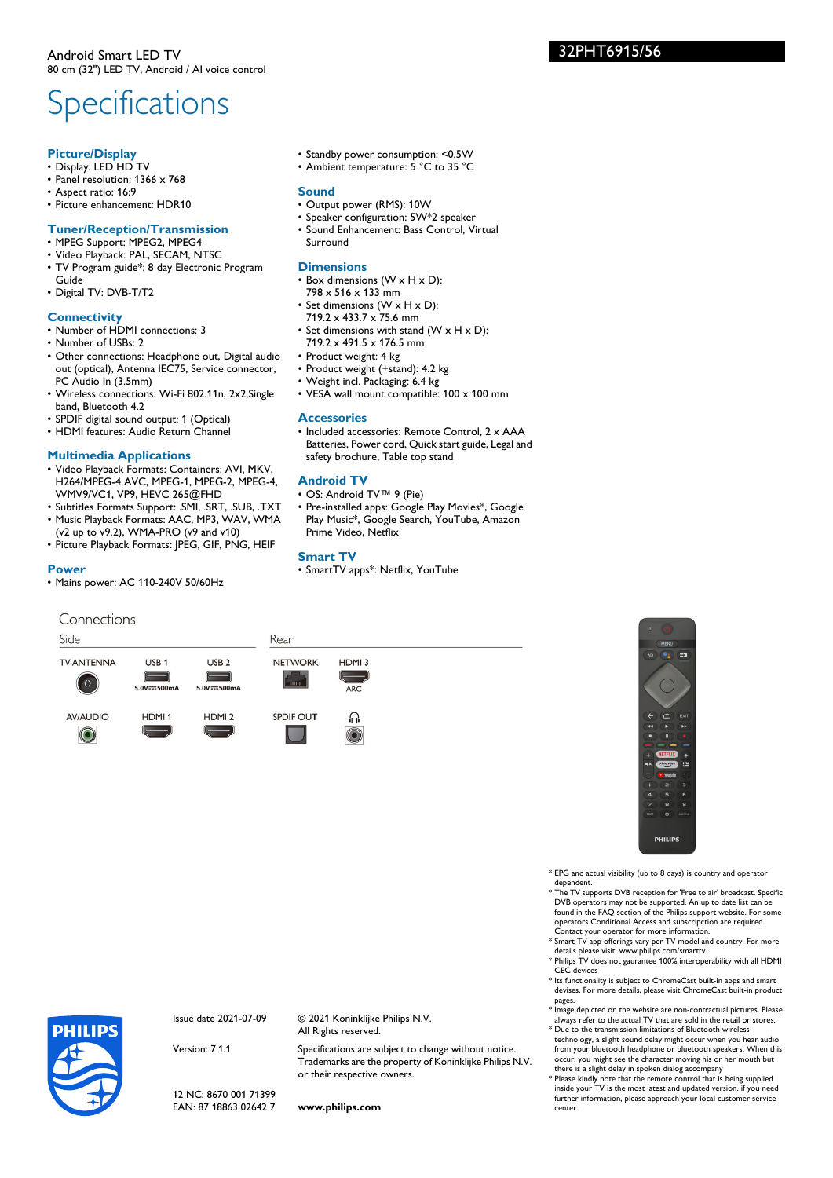Android Smart LED TV

80 cm (32") LED TV, Android / AI voice control

32PHT6915/56

# Specifications

## Picture/Display

- Display: LED HD TV
- Panel resolution: 1366 x 768
- Aspect ratio: 16:9
- Picture enhancement: HDR10

## Tuner/Reception/Transmission

- MPEG Support: MPEG2, MPEG4
- Video Playback: PAL, SECAM, NTSC
- TV Program guide*: 8 day Electronic Program Guide
- Digital TV: DVB-T/T2

## Connectivity

- Number of HDMI connections: 3
- Number of USBs: 2
- Other connections: Headphone out, Digital audio out (optical), Antenna IEC75, Service connector, PC Audio In (3.5mm)
- Wireless connections: Wi-Fi 802.11n, 2x2,Single band, Bluetooth 4.2
- SPDIF digital sound output: 1 (Optical)
- HDMI features: Audio Return Channel

## Multimedia Applications

- Video Playback Formats: Containers: AVI, MKV, H264/MPEG-4 AVC, MPEG-1, MPEG-2, MPEG-4, WMV9/VC1, VP9, HEVC 265@FHD
- Subtitles Formats Support: .SMI, .SRT, .SUB, .TXT
- Music Playback Formats: AAC, MP3, WAV, WMA (v2 up to v9.2), WMA-PRO (v9 and v10)
- Picture Playback Formats: JPEG, GIF, PNG, HEIF

## Power

- Mains power: AC 110-240V 50/60Hz
- Standby power consumption: <0.5W
- Ambient temperature: 5 °C to 35 °C

## Sound

- Output power (RMS): 10W
- Speaker configuration: 5W*2 speaker
- Sound Enhancement: Bass Control, Virtual Surround

## Dimensions

- Box dimensions (W x H x D): 798 x 516 x 133 mm
- Set dimensions (W x H x D): 719.2 x 433.7 x 75.6 mm
- Set dimensions with stand (W x H x D): 719.2 x 491.5 x 176.5 mm
- Product weight: 4 kg
- Product weight (+stand): 4.2 kg
- Weight incl. Packaging: 6.4 kg
- VESA wall mount compatible: 100 x 100 mm

## Accessories

- Included accessories: Remote Control, 2 x AAA Batteries, Power cord, Quick start guide, Legal and safety brochure, Table top stand

## Android TV

- OS: Android TV™ 9 (Pie)
- Pre-installed apps: Google Play Movies*, Google Play Music*, Google Search, YouTube, Amazon Prime Video, Netflix

## Smart TV

- SmartTV apps*: Netflix, YouTube

## Connections

Side

TV ANTENNA

USB 1 5.0V⎓500mA

USB 2 5.0V⎓500mA

AV/AUDIO

HDMI 1

HDMI 2

Rear

NETWORK

HDMI 3 ARC

SPDIF OUT

\* EPG and actual visibility (up to 8 days) is country and operator dependent.

\* The TV supports DVB reception for 'Free to air' broadcast. Specific DVB operators may not be supported. An up to date list can be found in the FAQ section of the Philips support website. For some operators Conditional Access and subscription are required. Contact your operator for more information.

\* Smart TV app offerings vary per TV model and country. For more details please visit: www.philips.com/smarttv.

\* Philips TV does not gaurantee 100% interoperability with all HDMI CEC devices

\* Its functionality is subject to ChromeCast built-in apps and smart devises. For more details, please visit ChromeCast built-in product pages.

\* Image depicted on the website are non-contractual pictures. Please always refer to the actual TV that are sold in the retail or stores.

\* Due to the transmission limitations of Bluetooth wireless technology, a slight sound delay might occur when you hear audio from your bluetooth headphone or bluetooth speakers. When this occur, you might see the character moving his or her mouth but there is a slight delay in spoken dialog accompany

\* Please kindly note that the remote control that is being supplied inside your TV is the most latest and updated version. if you need further information, please approach your local customer service center.

Issue date 2021-07-09

Version: 7.1.1

12 NC: 8670 001 71399
EAN: 87 18863 02642 7

© 2021 Koninklijke Philips N.V.
All Rights reserved.

Specifications are subject to change without notice. Trademarks are the property of Koninklijke Philips N.V. or their respective owners.

www.philips.com